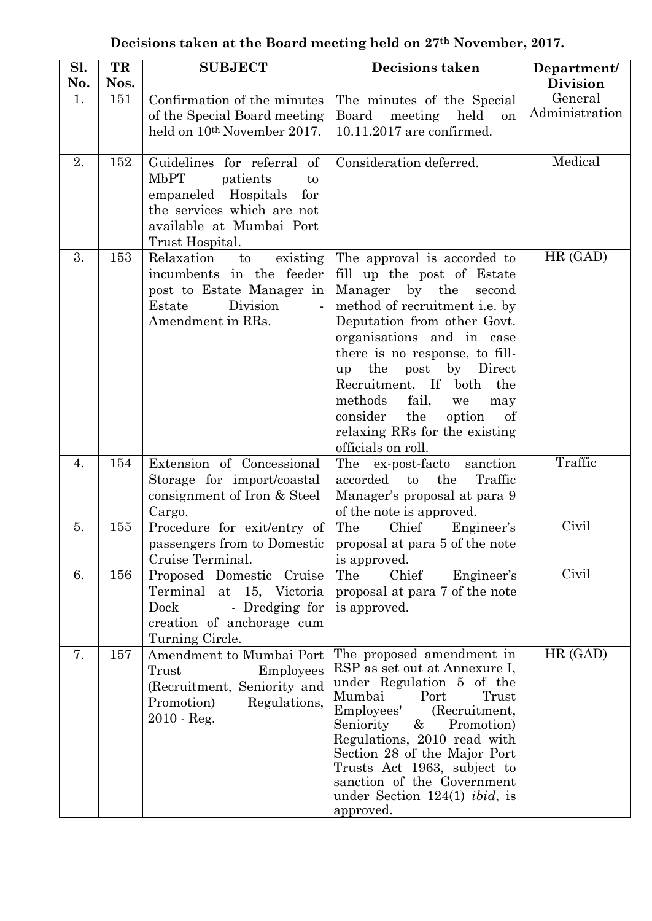**Decisions taken at the Board meeting held on 27th November, 2017.**

| Sl. No. | TR Nos. | SUBJECT | Decisions taken | Department/ Division |
|---|---|---|---|---|
| 1. | 151 | Confirmation of the minutes of the Special Board meeting held on 10th November 2017. | The minutes of the Special Board meeting held on 10.11.2017 are confirmed. | General Administration |
| 2. | 152 | Guidelines for referral of MbPT patients to empaneled Hospitals for the services which are not available at Mumbai Port Trust Hospital. | Consideration deferred. | Medical |
| 3. | 153 | Relaxation to existing incumbents in the feeder post to Estate Manager in Estate Division - Amendment in RRs. | The approval is accorded to fill up the post of Estate Manager by the second method of recruitment i.e. by Deputation from other Govt. organisations and in case there is no response, to fill-up the post by Direct Recruitment. If both the methods fail, we may consider the option of relaxing RRs for the existing officials on roll. | HR (GAD) |
| 4. | 154 | Extension of Concessional Storage for import/coastal consignment of Iron & Steel Cargo. | The ex-post-facto sanction accorded to the Traffic Manager's proposal at para 9 of the note is approved. | Traffic |
| 5. | 155 | Procedure for exit/entry of passengers from to Domestic Cruise Terminal. | The Chief Engineer's proposal at para 5 of the note is approved. | Civil |
| 6. | 156 | Proposed Domestic Cruise Terminal at 15, Victoria Dock - Dredging for creation of anchorage cum Turning Circle. | The Chief Engineer's proposal at para 7 of the note is approved. | Civil |
| 7. | 157 | Amendment to Mumbai Port Trust Employees (Recruitment, Seniority and Promotion) Regulations, 2010 - Reg. | The proposed amendment in RSP as set out at Annexure I, under Regulation 5 of the Mumbai Port Trust Employees' (Recruitment, Seniority & Promotion) Regulations, 2010 read with Section 28 of the Major Port Trusts Act 1963, subject to sanction of the Government under Section 124(1) *ibid*, is approved. | HR (GAD) |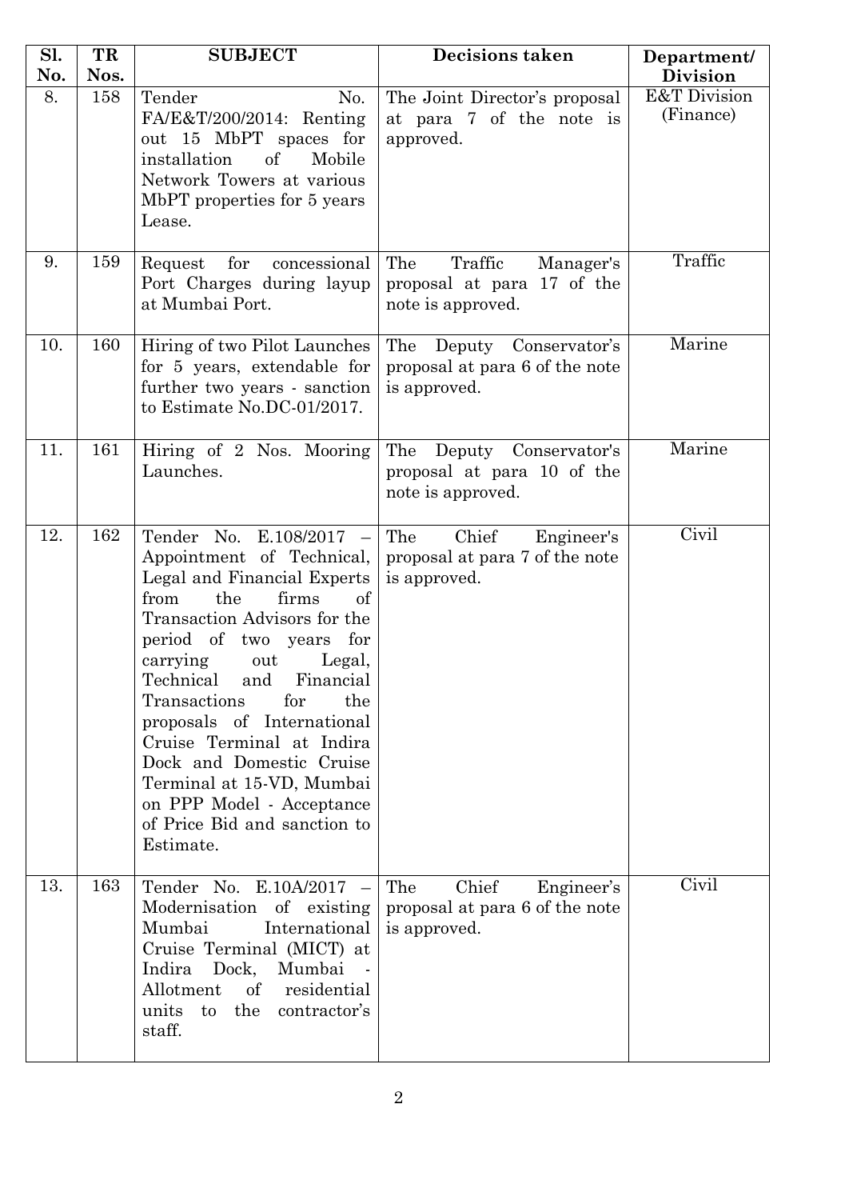| Sl. No. | TR Nos. | SUBJECT | Decisions taken | Department/ Division |
|---|---|---|---|---|
| 8. | 158 | Tender No. FA/E&T/200/2014: Renting out 15 MbPT spaces for installation of Mobile Network Towers at various MbPT properties for 5 years Lease. | The Joint Director's proposal at para 7 of the note is approved. | E&T Division (Finance) |
| 9. | 159 | Request for concessional Port Charges during layup at Mumbai Port. | The Traffic Manager's proposal at para 17 of the note is approved. | Traffic |
| 10. | 160 | Hiring of two Pilot Launches for 5 years, extendable for further two years - sanction to Estimate No.DC-01/2017. | The Deputy Conservator's proposal at para 6 of the note is approved. | Marine |
| 11. | 161 | Hiring of 2 Nos. Mooring Launches. | The Deputy Conservator's proposal at para 10 of the note is approved. | Marine |
| 12. | 162 | Tender No. E.108/2017 – Appointment of Technical, Legal and Financial Experts from the firms of Transaction Advisors for the period of two years for carrying out Legal, Technical and Financial Transactions for the proposals of International Cruise Terminal at Indira Dock and Domestic Cruise Terminal at 15-VD, Mumbai on PPP Model - Acceptance of Price Bid and sanction to Estimate. | The Chief Engineer's proposal at para 7 of the note is approved. | Civil |
| 13. | 163 | Tender No. E.10A/2017 – Modernisation of existing Mumbai International Cruise Terminal (MICT) at Indira Dock, Mumbai - Allotment of residential units to the contractor's staff. | The Chief Engineer's proposal at para 6 of the note is approved. | Civil |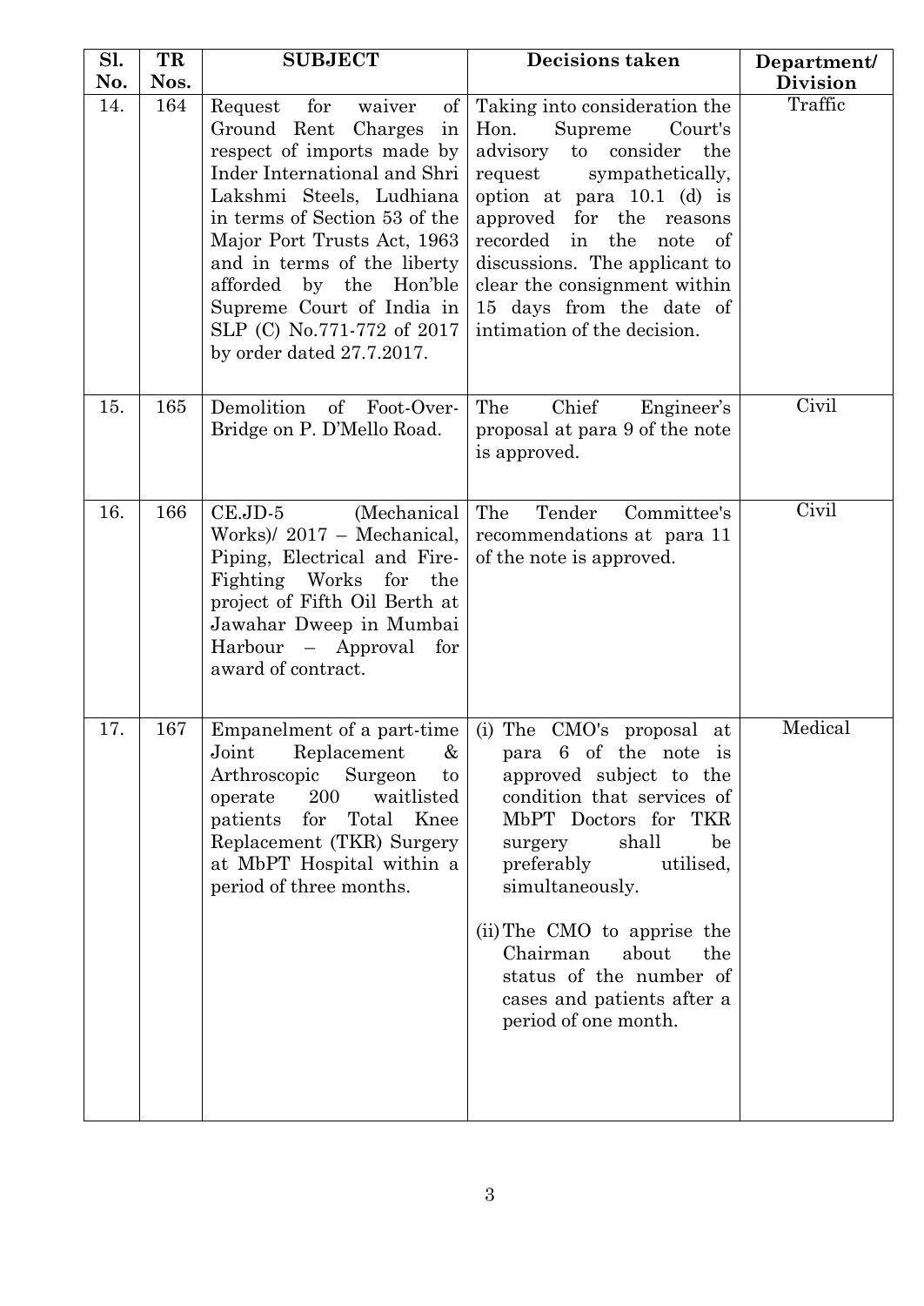| Sl. No. | TR Nos. | SUBJECT | Decisions taken | Department/ Division |
|---|---|---|---|---|
| 14. | 164 | Request for waiver of Ground Rent Charges in respect of imports made by Inder International and Shri Lakshmi Steels, Ludhiana in terms of Section 53 of the Major Port Trusts Act, 1963 and in terms of the liberty afforded by the Hon'ble Supreme Court of India in SLP (C) No.771-772 of 2017 by order dated 27.7.2017. | Taking into consideration the Hon. Supreme Court's advisory to consider the request sympathetically, option at para 10.1 (d) is approved for the reasons recorded in the note of discussions. The applicant to clear the consignment within 15 days from the date of intimation of the decision. | Traffic |
| 15. | 165 | Demolition of Foot-Over-Bridge on P. D'Mello Road. | The Chief Engineer's proposal at para 9 of the note is approved. | Civil |
| 16. | 166 | CE.JD-5 (Mechanical Works)/ 2017 – Mechanical, Piping, Electrical and Fire-Fighting Works for the project of Fifth Oil Berth at Jawahar Dweep in Mumbai Harbour – Approval for award of contract. | The Tender Committee's recommendations at para 11 of the note is approved. | Civil |
| 17. | 167 | Empanelment of a part-time Joint Replacement & Arthroscopic Surgeon to operate 200 waitlisted patients for Total Knee Replacement (TKR) Surgery at MbPT Hospital within a period of three months. | (i) The CMO's proposal at para 6 of the note is approved subject to the condition that services of MbPT Doctors for TKR surgery shall be preferably utilised, simultaneously.<br><br>(ii) The CMO to apprise the Chairman about the status of the number of cases and patients after a period of one month. | Medical |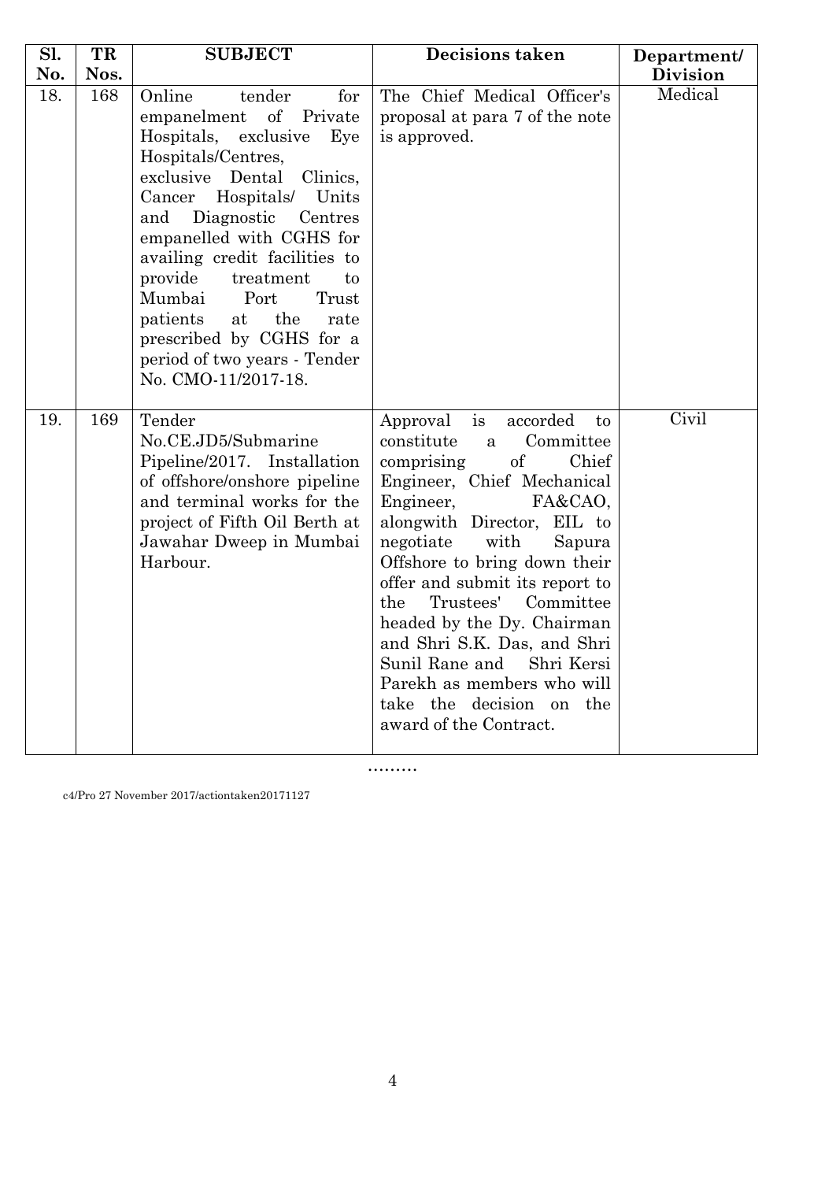| Sl. No. | TR Nos. | SUBJECT | Decisions taken | Department/ Division |
|---|---|---|---|---|
| 18. | 168 | Online tender for empanelment of Private Hospitals, exclusive Eye Hospitals/Centres, exclusive Dental Clinics, Cancer Hospitals/ Units and Diagnostic Centres empanelled with CGHS for availing credit facilities to provide treatment to Mumbai Port Trust patients at the rate prescribed by CGHS for a period of two years - Tender No. CMO-11/2017-18. | The Chief Medical Officer's proposal at para 7 of the note is approved. | Medical |
| 19. | 169 | Tender No.CE.JD5/Submarine Pipeline/2017. Installation of offshore/onshore pipeline and terminal works for the project of Fifth Oil Berth at Jawahar Dweep in Mumbai Harbour. | Approval is accorded to constitute a Committee comprising of Chief Engineer, Chief Mechanical Engineer, FA&CAO, alongwith Director, EIL to negotiate with Sapura Offshore to bring down their offer and submit its report to the Trustees' Committee headed by the Dy. Chairman and Shri S.K. Das, and Shri Sunil Rane and Shri Kersi Parekh as members who will take the decision on the award of the Contract. | Civil |

………

c4/Pro 27 November 2017/actiontaken20171127